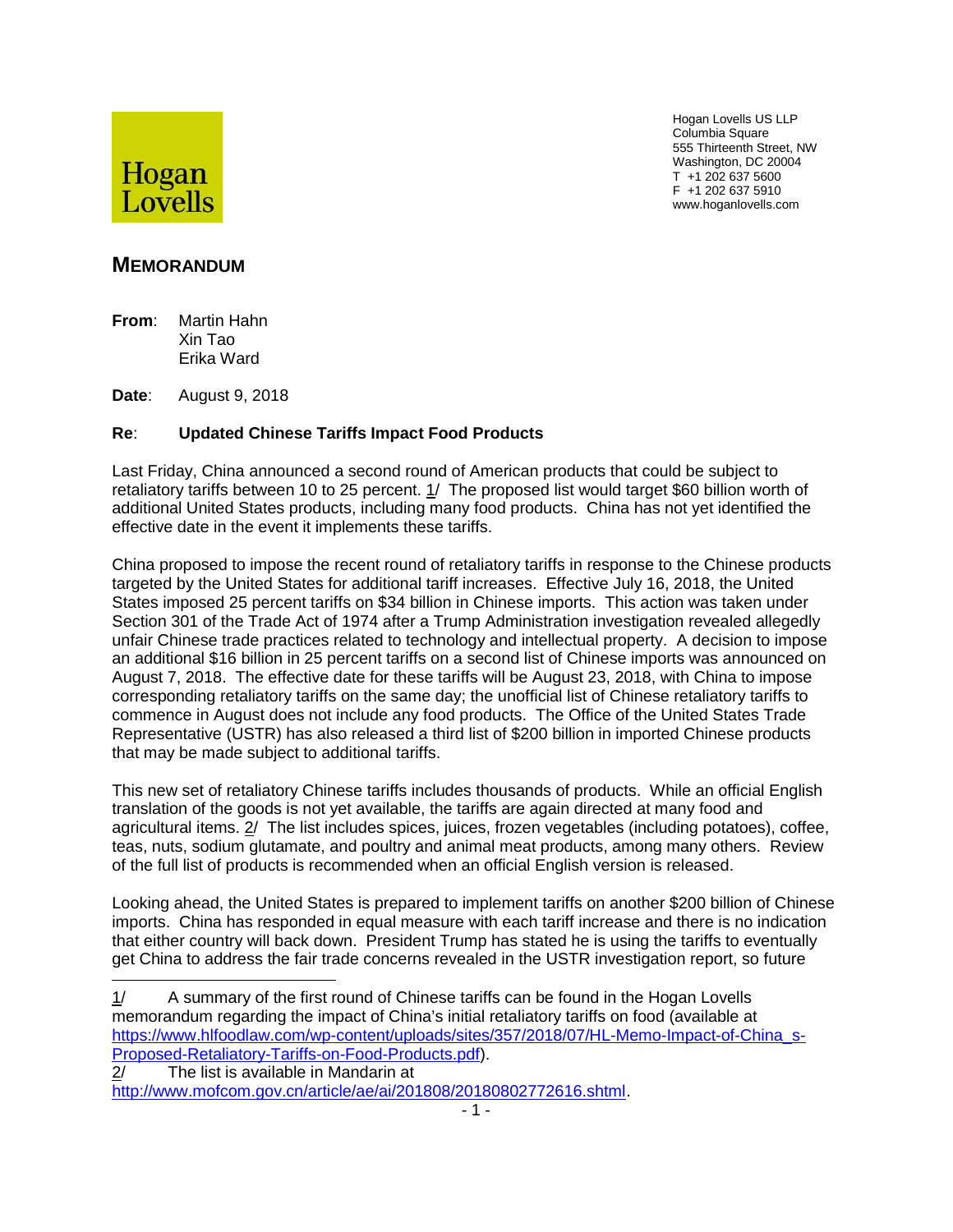Hogan Lovells

Hogan Lovells US LLP
Columbia Square
555 Thirteenth Street, NW
Washington, DC 20004
T +1 202 637 5600
F +1 202 637 5910
www.hoganlovells.com

# MEMORANDUM

**From**: Martin Hahn
Xin Tao
Erika Ward

**Date**: August 9, 2018

**Re**: **Updated Chinese Tariffs Impact Food Products**

Last Friday, China announced a second round of American products that could be subject to retaliatory tariffs between 10 to 25 percent. 1/ The proposed list would target $60 billion worth of additional United States products, including many food products. China has not yet identified the effective date in the event it implements these tariffs.

China proposed to impose the recent round of retaliatory tariffs in response to the Chinese products targeted by the United States for additional tariff increases. Effective July 16, 2018, the United States imposed 25 percent tariffs on $34 billion in Chinese imports. This action was taken under Section 301 of the Trade Act of 1974 after a Trump Administration investigation revealed allegedly unfair Chinese trade practices related to technology and intellectual property. A decision to impose an additional $16 billion in 25 percent tariffs on a second list of Chinese imports was announced on August 7, 2018. The effective date for these tariffs will be August 23, 2018, with China to impose corresponding retaliatory tariffs on the same day; the unofficial list of Chinese retaliatory tariffs to commence in August does not include any food products. The Office of the United States Trade Representative (USTR) has also released a third list of $200 billion in imported Chinese products that may be made subject to additional tariffs.

This new set of retaliatory Chinese tariffs includes thousands of products. While an official English translation of the goods is not yet available, the tariffs are again directed at many food and agricultural items. 2/ The list includes spices, juices, frozen vegetables (including potatoes), coffee, teas, nuts, sodium glutamate, and poultry and animal meat products, among many others. Review of the full list of products is recommended when an official English version is released.

Looking ahead, the United States is prepared to implement tariffs on another $200 billion of Chinese imports. China has responded in equal measure with each tariff increase and there is no indication that either country will back down. President Trump has stated he is using the tariffs to eventually get China to address the fair trade concerns revealed in the USTR investigation report, so future

---

1/ A summary of the first round of Chinese tariffs can be found in the Hogan Lovells memorandum regarding the impact of China's initial retaliatory tariffs on food (available at https://www.hlfoodlaw.com/wp-content/uploads/sites/357/2018/07/HL-Memo-Impact-of-China_s-Proposed-Retaliatory-Tariffs-on-Food-Products.pdf).

2/ The list is available in Mandarin at http://www.mofcom.gov.cn/article/ae/ai/201808/20180802772616.shtml.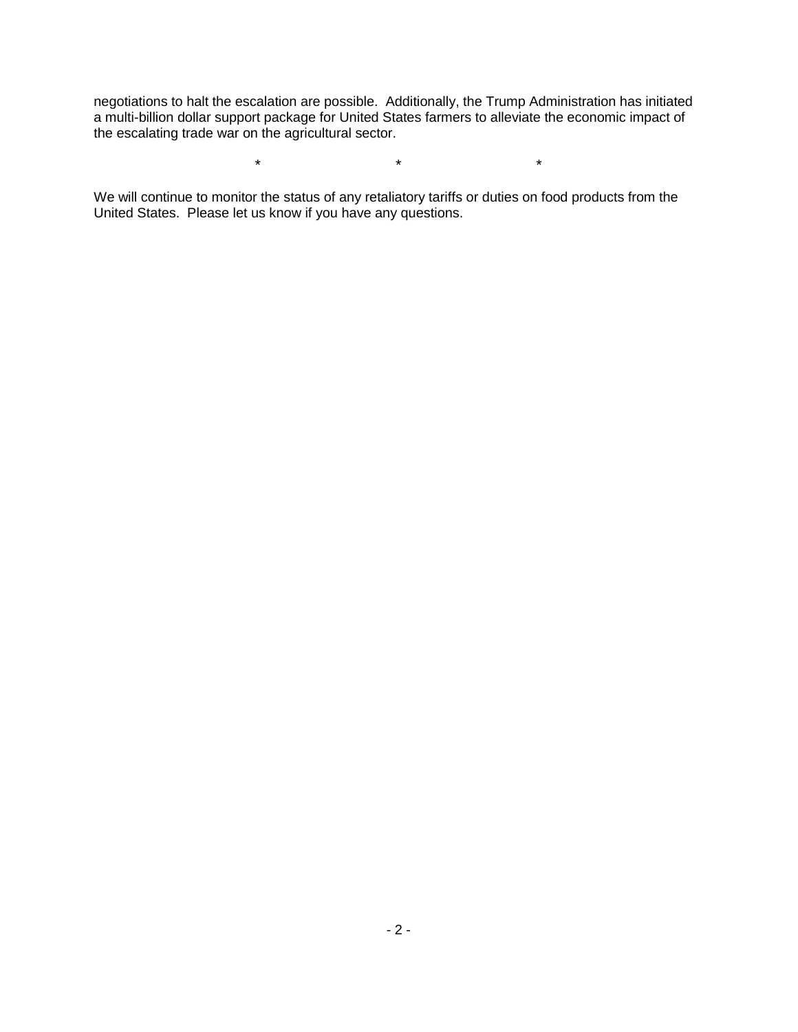negotiations to halt the escalation are possible. Additionally, the Trump Administration has initiated a multi-billion dollar support package for United States farmers to alleviate the economic impact of the escalating trade war on the agricultural sector.

\* \* \*

We will continue to monitor the status of any retaliatory tariffs or duties on food products from the United States. Please let us know if you have any questions.